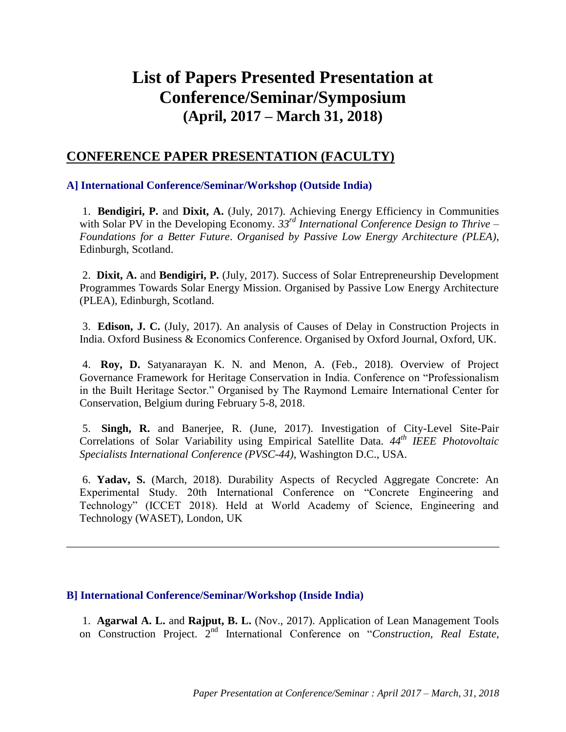# List of Papers Presented Presentation at Conference/Seminar/Symposium
## (April, 2017 – March 31, 2018)

## CONFERENCE PAPER PRESENTATION (FACULTY)

### A] International Conference/Seminar/Workshop (Outside India)

1. **Bendigiri, P.** and **Dixit, A.** (July, 2017). Achieving Energy Efficiency in Communities with Solar PV in the Developing Economy. *33rd International Conference Design to Thrive – Foundations for a Better Future*. *Organised by Passive Low Energy Architecture (PLEA)*, Edinburgh, Scotland.

2. **Dixit, A.** and **Bendigiri, P.** (July, 2017). Success of Solar Entrepreneurship Development Programmes Towards Solar Energy Mission. Organised by Passive Low Energy Architecture (PLEA), Edinburgh, Scotland.

3. **Edison, J. C.** (July, 2017). An analysis of Causes of Delay in Construction Projects in India. Oxford Business & Economics Conference. Organised by Oxford Journal, Oxford, UK.

4. **Roy, D.** Satyanarayan K. N. and Menon, A. (Feb., 2018). Overview of Project Governance Framework for Heritage Conservation in India. Conference on "Professionalism in the Built Heritage Sector." Organised by The Raymond Lemaire International Center for Conservation, Belgium during February 5-8, 2018.

5. **Singh, R.** and Banerjee, R. (June, 2017). Investigation of City-Level Site-Pair Correlations of Solar Variability using Empirical Satellite Data. *44th IEEE Photovoltaic Specialists International Conference (PVSC-44)*, Washington D.C., USA.

6. **Yadav, S.** (March, 2018). Durability Aspects of Recycled Aggregate Concrete: An Experimental Study. 20th International Conference on "Concrete Engineering and Technology" (ICCET 2018). Held at World Academy of Science, Engineering and Technology (WASET), London, UK

---

### B] International Conference/Seminar/Workshop (Inside India)

1. **Agarwal A. L.** and **Rajput, B. L.** (Nov., 2017). Application of Lean Management Tools on Construction Project. 2nd International Conference on "*Construction, Real Estate,*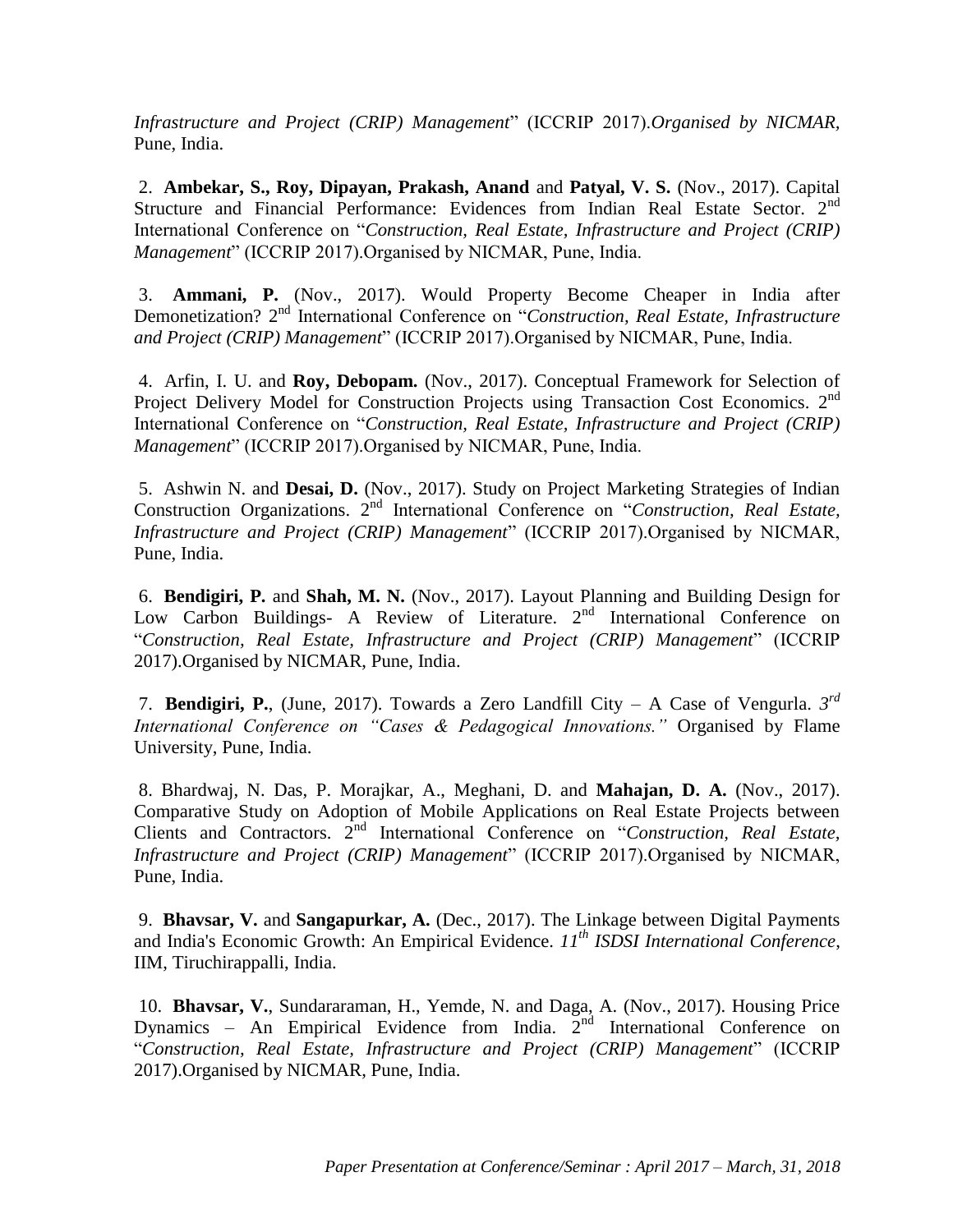*Infrastructure and Project (CRIP) Management*" (ICCRIP 2017).*Organised by NICMAR*, Pune, India.

2. **Ambekar, S., Roy, Dipayan, Prakash, Anand** and **Patyal, V. S.** (Nov., 2017). Capital Structure and Financial Performance: Evidences from Indian Real Estate Sector. 2nd International Conference on "*Construction, Real Estate, Infrastructure and Project (CRIP) Management*" (ICCRIP 2017).Organised by NICMAR, Pune, India.

3. **Ammani, P.** (Nov., 2017). Would Property Become Cheaper in India after Demonetization? 2nd International Conference on "*Construction, Real Estate, Infrastructure and Project (CRIP) Management*" (ICCRIP 2017).Organised by NICMAR, Pune, India.

4. Arfin, I. U. and **Roy, Debopam.** (Nov., 2017). Conceptual Framework for Selection of Project Delivery Model for Construction Projects using Transaction Cost Economics. 2nd International Conference on "*Construction, Real Estate, Infrastructure and Project (CRIP) Management*" (ICCRIP 2017).Organised by NICMAR, Pune, India.

5. Ashwin N. and **Desai, D.** (Nov., 2017). Study on Project Marketing Strategies of Indian Construction Organizations. 2nd International Conference on "*Construction, Real Estate, Infrastructure and Project (CRIP) Management*" (ICCRIP 2017).Organised by NICMAR, Pune, India.

6. **Bendigiri, P.** and **Shah, M. N.** (Nov., 2017). Layout Planning and Building Design for Low Carbon Buildings- A Review of Literature. 2nd International Conference on "*Construction, Real Estate, Infrastructure and Project (CRIP) Management*" (ICCRIP 2017).Organised by NICMAR, Pune, India.

7. **Bendigiri, P.**, (June, 2017). Towards a Zero Landfill City – A Case of Vengurla. *3rd International Conference on "Cases & Pedagogical Innovations."* Organised by Flame University, Pune, India.

8. Bhardwaj, N. Das, P. Morajkar, A., Meghani, D. and **Mahajan, D. A.** (Nov., 2017). Comparative Study on Adoption of Mobile Applications on Real Estate Projects between Clients and Contractors. 2nd International Conference on "*Construction, Real Estate, Infrastructure and Project (CRIP) Management*" (ICCRIP 2017).Organised by NICMAR, Pune, India.

9. **Bhavsar, V.** and **Sangapurkar, A.** (Dec., 2017). The Linkage between Digital Payments and India's Economic Growth: An Empirical Evidence. *11th ISDSI International Conference*, IIM, Tiruchirappalli, India.

10. **Bhavsar, V.**, Sundararaman, H., Yemde, N. and Daga, A. (Nov., 2017). Housing Price Dynamics – An Empirical Evidence from India. 2nd International Conference on "*Construction, Real Estate, Infrastructure and Project (CRIP) Management*" (ICCRIP 2017).Organised by NICMAR, Pune, India.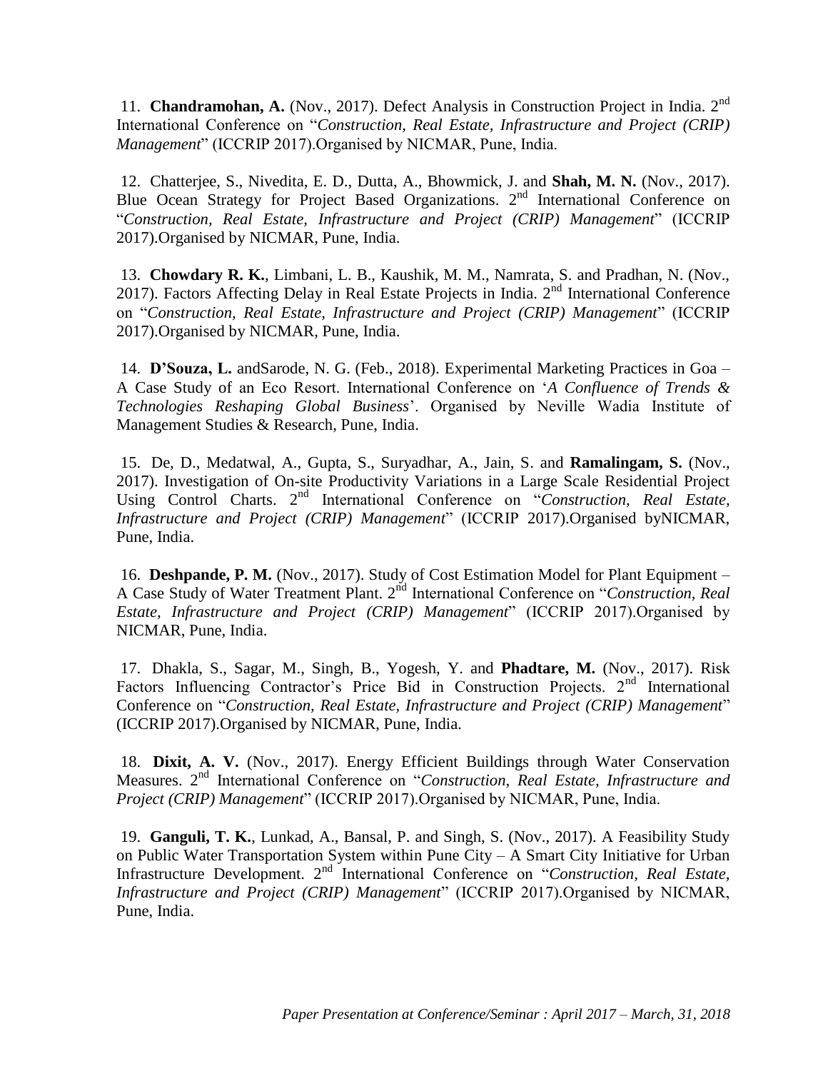11. **Chandramohan, A.** (Nov., 2017). Defect Analysis in Construction Project in India. 2nd International Conference on "*Construction, Real Estate, Infrastructure and Project (CRIP) Management*" (ICCRIP 2017).Organised by NICMAR, Pune, India.

12. Chatterjee, S., Nivedita, E. D., Dutta, A., Bhowmick, J. and **Shah, M. N.** (Nov., 2017). Blue Ocean Strategy for Project Based Organizations. 2nd International Conference on "*Construction, Real Estate, Infrastructure and Project (CRIP) Management*" (ICCRIP 2017).Organised by NICMAR, Pune, India.

13. **Chowdary R. K.**, Limbani, L. B., Kaushik, M. M., Namrata, S. and Pradhan, N. (Nov., 2017). Factors Affecting Delay in Real Estate Projects in India. 2nd International Conference on "*Construction, Real Estate, Infrastructure and Project (CRIP) Management*" (ICCRIP 2017).Organised by NICMAR, Pune, India.

14. **D'Souza, L.** andSarode, N. G. (Feb., 2018). Experimental Marketing Practices in Goa – A Case Study of an Eco Resort. International Conference on '*A Confluence of Trends & Technologies Reshaping Global Business*'. Organised by Neville Wadia Institute of Management Studies & Research, Pune, India.

15. De, D., Medatwal, A., Gupta, S., Suryadhar, A., Jain, S. and **Ramalingam, S.** (Nov., 2017). Investigation of On-site Productivity Variations in a Large Scale Residential Project Using Control Charts. 2nd International Conference on "*Construction, Real Estate, Infrastructure and Project (CRIP) Management*" (ICCRIP 2017).Organised byNICMAR, Pune, India.

16. **Deshpande, P. M.** (Nov., 2017). Study of Cost Estimation Model for Plant Equipment – A Case Study of Water Treatment Plant. 2nd International Conference on "*Construction, Real Estate, Infrastructure and Project (CRIP) Management*" (ICCRIP 2017).Organised by NICMAR, Pune, India.

17. Dhakla, S., Sagar, M., Singh, B., Yogesh, Y. and **Phadtare, M.** (Nov., 2017). Risk Factors Influencing Contractor's Price Bid in Construction Projects. 2nd International Conference on "*Construction, Real Estate, Infrastructure and Project (CRIP) Management*" (ICCRIP 2017).Organised by NICMAR, Pune, India.

18. **Dixit, A. V.** (Nov., 2017). Energy Efficient Buildings through Water Conservation Measures. 2nd International Conference on "*Construction, Real Estate, Infrastructure and Project (CRIP) Management*" (ICCRIP 2017).Organised by NICMAR, Pune, India.

19. **Ganguli, T. K.**, Lunkad, A., Bansal, P. and Singh, S. (Nov., 2017). A Feasibility Study on Public Water Transportation System within Pune City – A Smart City Initiative for Urban Infrastructure Development. 2nd International Conference on "*Construction, Real Estate, Infrastructure and Project (CRIP) Management*" (ICCRIP 2017).Organised by NICMAR, Pune, India.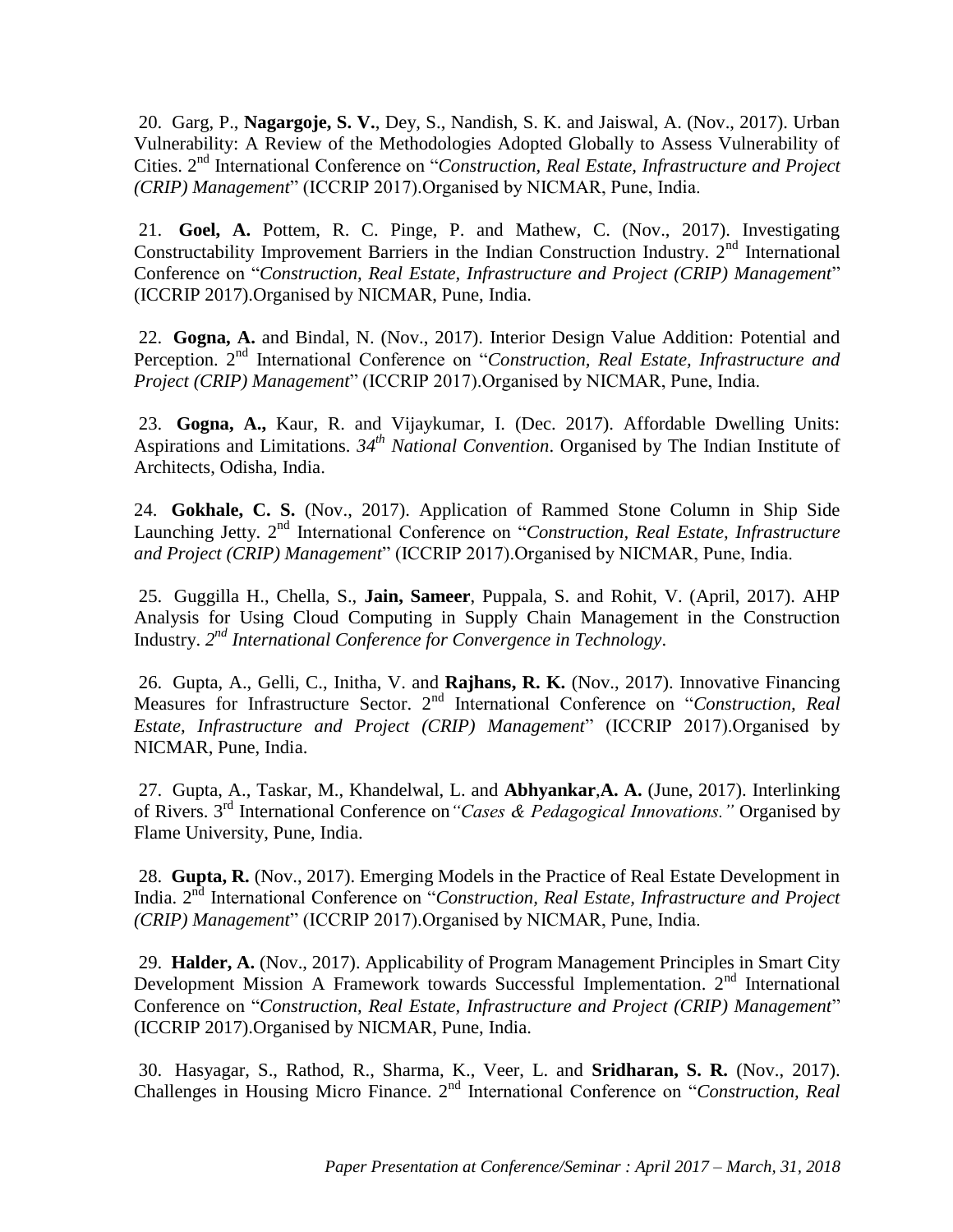20. Garg, P., **Nagargoje, S. V.**, Dey, S., Nandish, S. K. and Jaiswal, A. (Nov., 2017). Urban Vulnerability: A Review of the Methodologies Adopted Globally to Assess Vulnerability of Cities. 2nd International Conference on "*Construction, Real Estate, Infrastructure and Project (CRIP) Management*" (ICCRIP 2017).Organised by NICMAR, Pune, India.

21. **Goel, A.** Pottem, R. C. Pinge, P. and Mathew, C. (Nov., 2017). Investigating Constructability Improvement Barriers in the Indian Construction Industry. 2nd International Conference on "*Construction, Real Estate, Infrastructure and Project (CRIP) Management*" (ICCRIP 2017).Organised by NICMAR, Pune, India.

22. **Gogna, A.** and Bindal, N. (Nov., 2017). Interior Design Value Addition: Potential and Perception. 2nd International Conference on "*Construction, Real Estate, Infrastructure and Project (CRIP) Management*" (ICCRIP 2017).Organised by NICMAR, Pune, India.

23. **Gogna, A.,** Kaur, R. and Vijaykumar, I. (Dec. 2017). Affordable Dwelling Units: Aspirations and Limitations. *34th National Convention*. Organised by The Indian Institute of Architects, Odisha, India.

24. **Gokhale, C. S.** (Nov., 2017). Application of Rammed Stone Column in Ship Side Launching Jetty. 2nd International Conference on "*Construction, Real Estate, Infrastructure and Project (CRIP) Management*" (ICCRIP 2017).Organised by NICMAR, Pune, India.

25. Guggilla H., Chella, S., **Jain, Sameer**, Puppala, S. and Rohit, V. (April, 2017). AHP Analysis for Using Cloud Computing in Supply Chain Management in the Construction Industry. *2nd International Conference for Convergence in Technology*.

26. Gupta, A., Gelli, C., Initha, V. and **Rajhans, R. K.** (Nov., 2017). Innovative Financing Measures for Infrastructure Sector. 2nd International Conference on "*Construction, Real Estate, Infrastructure and Project (CRIP) Management*" (ICCRIP 2017).Organised by NICMAR, Pune, India.

27. Gupta, A., Taskar, M., Khandelwal, L. and **Abhyankar**,**A. A.** (June, 2017). Interlinking of Rivers. 3rd International Conference on*"Cases & Pedagogical Innovations."* Organised by Flame University, Pune, India.

28. **Gupta, R.** (Nov., 2017). Emerging Models in the Practice of Real Estate Development in India. 2nd International Conference on "*Construction, Real Estate, Infrastructure and Project (CRIP) Management*" (ICCRIP 2017).Organised by NICMAR, Pune, India.

29. **Halder, A.** (Nov., 2017). Applicability of Program Management Principles in Smart City Development Mission A Framework towards Successful Implementation. 2nd International Conference on "*Construction, Real Estate, Infrastructure and Project (CRIP) Management*" (ICCRIP 2017).Organised by NICMAR, Pune, India.

30. Hasyagar, S., Rathod, R., Sharma, K., Veer, L. and **Sridharan, S. R.** (Nov., 2017). Challenges in Housing Micro Finance. 2nd International Conference on "*Construction, Real*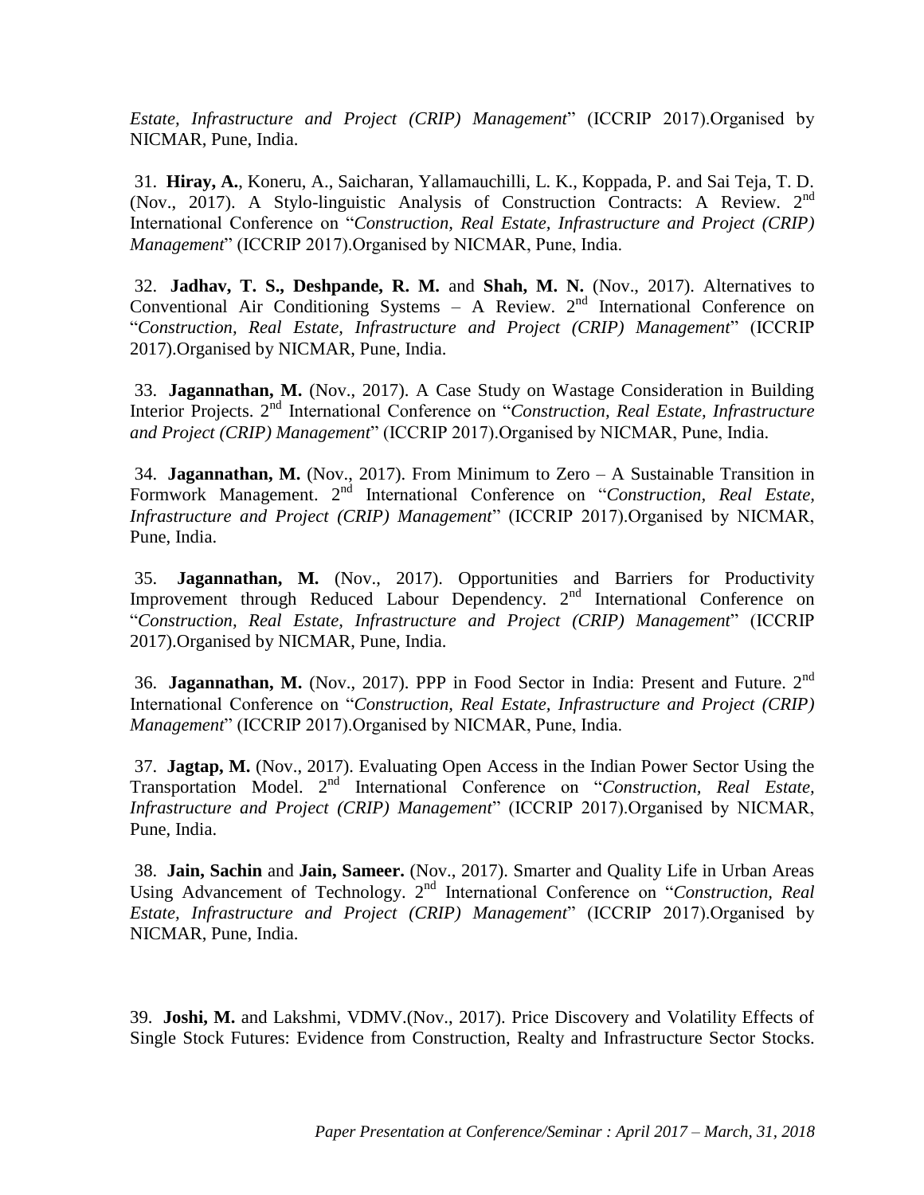*Estate, Infrastructure and Project (CRIP) Management*" (ICCRIP 2017).Organised by NICMAR, Pune, India.

31. **Hiray, A.**, Koneru, A., Saicharan, Yallamauchilli, L. K., Koppada, P. and Sai Teja, T. D. (Nov., 2017). A Stylo-linguistic Analysis of Construction Contracts: A Review. 2nd International Conference on "*Construction, Real Estate, Infrastructure and Project (CRIP) Management*" (ICCRIP 2017).Organised by NICMAR, Pune, India.

32. **Jadhav, T. S., Deshpande, R. M.** and **Shah, M. N.** (Nov., 2017). Alternatives to Conventional Air Conditioning Systems – A Review. 2nd International Conference on "*Construction, Real Estate, Infrastructure and Project (CRIP) Management*" (ICCRIP 2017).Organised by NICMAR, Pune, India.

33. **Jagannathan, M.** (Nov., 2017). A Case Study on Wastage Consideration in Building Interior Projects. 2nd International Conference on "*Construction, Real Estate, Infrastructure and Project (CRIP) Management*" (ICCRIP 2017).Organised by NICMAR, Pune, India.

34. **Jagannathan, M.** (Nov., 2017). From Minimum to Zero – A Sustainable Transition in Formwork Management. 2nd International Conference on "*Construction, Real Estate, Infrastructure and Project (CRIP) Management*" (ICCRIP 2017).Organised by NICMAR, Pune, India.

35. **Jagannathan, M.** (Nov., 2017). Opportunities and Barriers for Productivity Improvement through Reduced Labour Dependency. 2nd International Conference on "*Construction, Real Estate, Infrastructure and Project (CRIP) Management*" (ICCRIP 2017).Organised by NICMAR, Pune, India.

36. **Jagannathan, M.** (Nov., 2017). PPP in Food Sector in India: Present and Future. 2nd International Conference on "*Construction, Real Estate, Infrastructure and Project (CRIP) Management*" (ICCRIP 2017).Organised by NICMAR, Pune, India.

37. **Jagtap, M.** (Nov., 2017). Evaluating Open Access in the Indian Power Sector Using the Transportation Model. 2nd International Conference on "*Construction, Real Estate, Infrastructure and Project (CRIP) Management*" (ICCRIP 2017).Organised by NICMAR, Pune, India.

38. **Jain, Sachin** and **Jain, Sameer.** (Nov., 2017). Smarter and Quality Life in Urban Areas Using Advancement of Technology. 2nd International Conference on "*Construction, Real Estate, Infrastructure and Project (CRIP) Management*" (ICCRIP 2017).Organised by NICMAR, Pune, India.

39. **Joshi, M.** and Lakshmi, VDMV.(Nov., 2017). Price Discovery and Volatility Effects of Single Stock Futures: Evidence from Construction, Realty and Infrastructure Sector Stocks.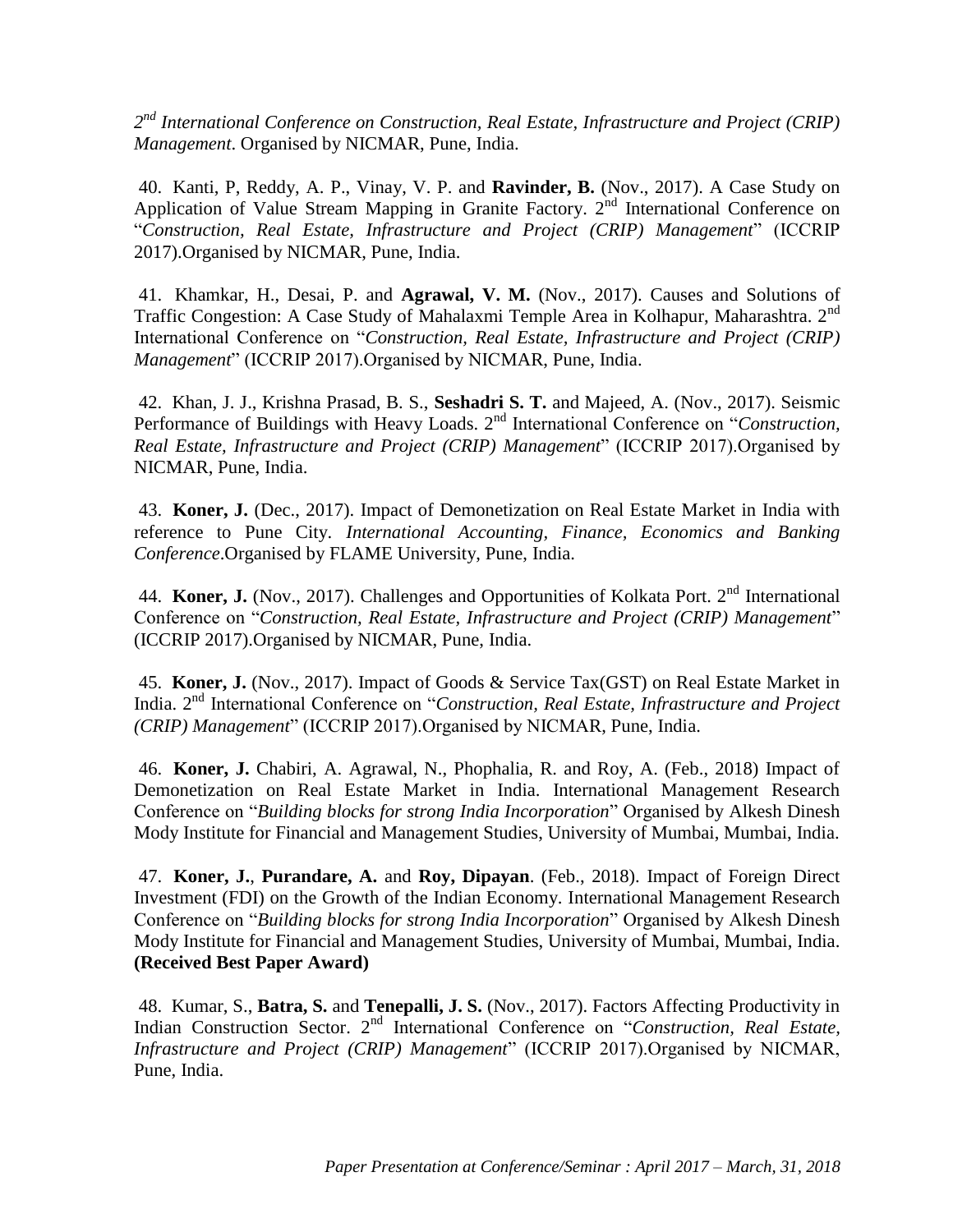*2[nd] International Conference on Construction, Real Estate, Infrastructure and Project (CRIP) Management*. Organised by NICMAR, Pune, India.

40. Kanti, P, Reddy, A. P., Vinay, V. P. and **Ravinder, B.** (Nov., 2017). A Case Study on Application of Value Stream Mapping in Granite Factory. 2[nd] International Conference on "*Construction, Real Estate, Infrastructure and Project (CRIP) Management*" (ICCRIP 2017).Organised by NICMAR, Pune, India.

41. Khamkar, H., Desai, P. and **Agrawal, V. M.** (Nov., 2017). Causes and Solutions of Traffic Congestion: A Case Study of Mahalaxmi Temple Area in Kolhapur, Maharashtra. 2[nd] International Conference on "*Construction, Real Estate, Infrastructure and Project (CRIP) Management*" (ICCRIP 2017).Organised by NICMAR, Pune, India.

42. Khan, J. J., Krishna Prasad, B. S., **Seshadri S. T.** and Majeed, A. (Nov., 2017). Seismic Performance of Buildings with Heavy Loads. 2[nd] International Conference on "*Construction, Real Estate, Infrastructure and Project (CRIP) Management*" (ICCRIP 2017).Organised by NICMAR, Pune, India.

43. **Koner, J.** (Dec., 2017). Impact of Demonetization on Real Estate Market in India with reference to Pune City. *International Accounting, Finance, Economics and Banking Conference*.Organised by FLAME University, Pune, India.

44. **Koner, J.** (Nov., 2017). Challenges and Opportunities of Kolkata Port. 2[nd] International Conference on "*Construction, Real Estate, Infrastructure and Project (CRIP) Management*" (ICCRIP 2017).Organised by NICMAR, Pune, India.

45. **Koner, J.** (Nov., 2017). Impact of Goods & Service Tax(GST) on Real Estate Market in India. 2[nd] International Conference on "*Construction, Real Estate, Infrastructure and Project (CRIP) Management*" (ICCRIP 2017).Organised by NICMAR, Pune, India.

46. **Koner, J.** Chabiri, A. Agrawal, N., Phophalia, R. and Roy, A. (Feb., 2018) Impact of Demonetization on Real Estate Market in India. International Management Research Conference on "*Building blocks for strong India Incorporation*" Organised by Alkesh Dinesh Mody Institute for Financial and Management Studies, University of Mumbai, Mumbai, India.

47. **Koner, J.**, **Purandare, A.** and **Roy, Dipayan**. (Feb., 2018). Impact of Foreign Direct Investment (FDI) on the Growth of the Indian Economy. International Management Research Conference on "*Building blocks for strong India Incorporation*" Organised by Alkesh Dinesh Mody Institute for Financial and Management Studies, University of Mumbai, Mumbai, India. **(Received Best Paper Award)**

48. Kumar, S., **Batra, S.** and **Tenepalli, J. S.** (Nov., 2017). Factors Affecting Productivity in Indian Construction Sector. 2[nd] International Conference on "*Construction, Real Estate, Infrastructure and Project (CRIP) Management*" (ICCRIP 2017).Organised by NICMAR, Pune, India.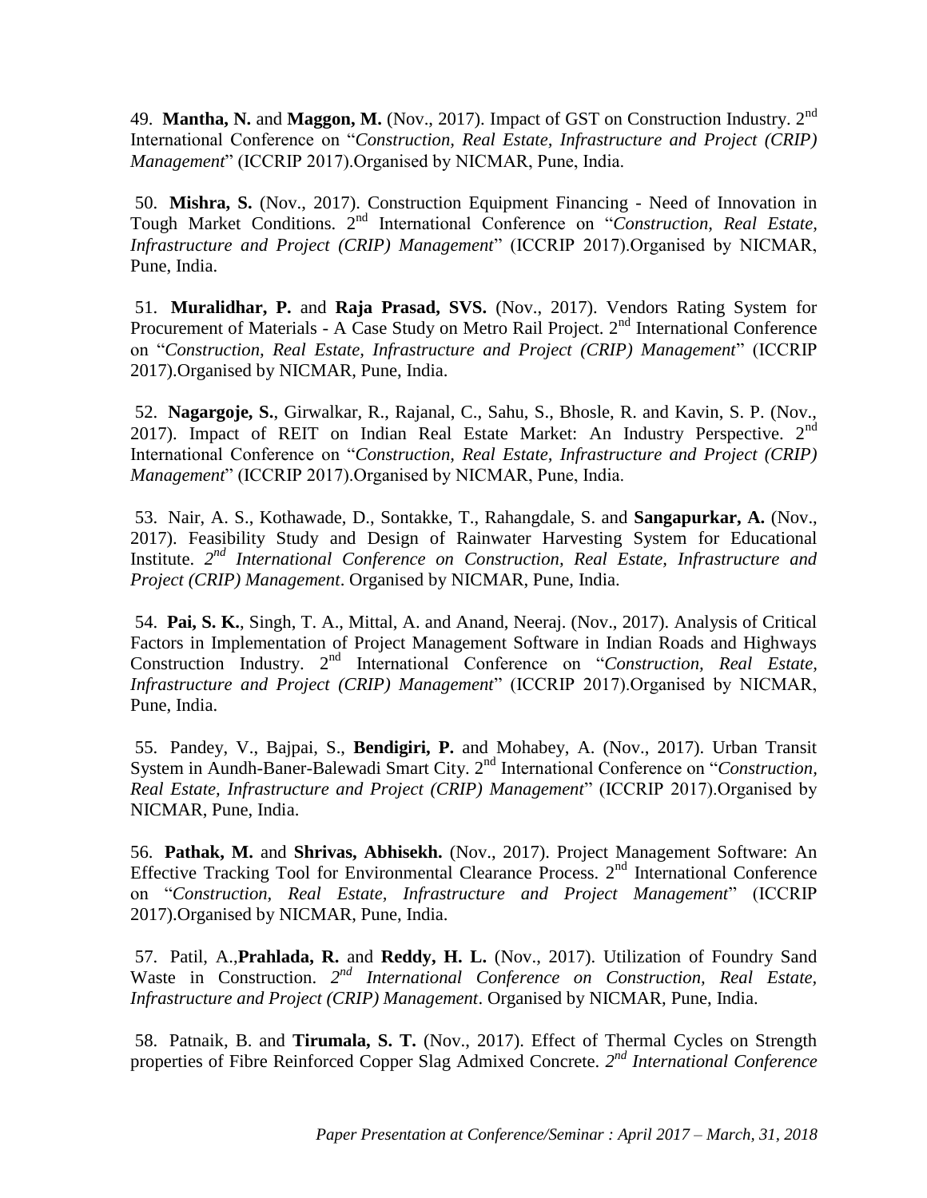49. **Mantha, N.** and **Maggon, M.** (Nov., 2017). Impact of GST on Construction Industry. 2nd International Conference on "*Construction, Real Estate, Infrastructure and Project (CRIP) Management*" (ICCRIP 2017).Organised by NICMAR, Pune, India.

50. **Mishra, S.** (Nov., 2017). Construction Equipment Financing - Need of Innovation in Tough Market Conditions. 2nd International Conference on "*Construction, Real Estate, Infrastructure and Project (CRIP) Management*" (ICCRIP 2017).Organised by NICMAR, Pune, India.

51. **Muralidhar, P.** and **Raja Prasad, SVS.** (Nov., 2017). Vendors Rating System for Procurement of Materials - A Case Study on Metro Rail Project. 2nd International Conference on "*Construction, Real Estate, Infrastructure and Project (CRIP) Management*" (ICCRIP 2017).Organised by NICMAR, Pune, India.

52. **Nagargoje, S.**, Girwalkar, R., Rajanal, C., Sahu, S., Bhosle, R. and Kavin, S. P. (Nov., 2017). Impact of REIT on Indian Real Estate Market: An Industry Perspective. 2nd International Conference on "*Construction, Real Estate, Infrastructure and Project (CRIP) Management*" (ICCRIP 2017).Organised by NICMAR, Pune, India.

53. Nair, A. S., Kothawade, D., Sontakke, T., Rahangdale, S. and **Sangapurkar, A.** (Nov., 2017). Feasibility Study and Design of Rainwater Harvesting System for Educational Institute. *2nd International Conference on Construction, Real Estate, Infrastructure and Project (CRIP) Management*. Organised by NICMAR, Pune, India.

54. **Pai, S. K.**, Singh, T. A., Mittal, A. and Anand, Neeraj. (Nov., 2017). Analysis of Critical Factors in Implementation of Project Management Software in Indian Roads and Highways Construction Industry. 2nd International Conference on "*Construction, Real Estate, Infrastructure and Project (CRIP) Management*" (ICCRIP 2017).Organised by NICMAR, Pune, India.

55. Pandey, V., Bajpai, S., **Bendigiri, P.** and Mohabey, A. (Nov., 2017). Urban Transit System in Aundh-Baner-Balewadi Smart City. 2nd International Conference on "*Construction, Real Estate, Infrastructure and Project (CRIP) Management*" (ICCRIP 2017).Organised by NICMAR, Pune, India.

56. **Pathak, M.** and **Shrivas, Abhisekh.** (Nov., 2017). Project Management Software: An Effective Tracking Tool for Environmental Clearance Process. 2nd International Conference on "*Construction, Real Estate, Infrastructure and Project Management*" (ICCRIP 2017).Organised by NICMAR, Pune, India.

57. Patil, A.,**Prahlada, R.** and **Reddy, H. L.** (Nov., 2017). Utilization of Foundry Sand Waste in Construction. *2nd International Conference on Construction, Real Estate, Infrastructure and Project (CRIP) Management*. Organised by NICMAR, Pune, India.

58. Patnaik, B. and **Tirumala, S. T.** (Nov., 2017). Effect of Thermal Cycles on Strength properties of Fibre Reinforced Copper Slag Admixed Concrete. *2nd International Conference*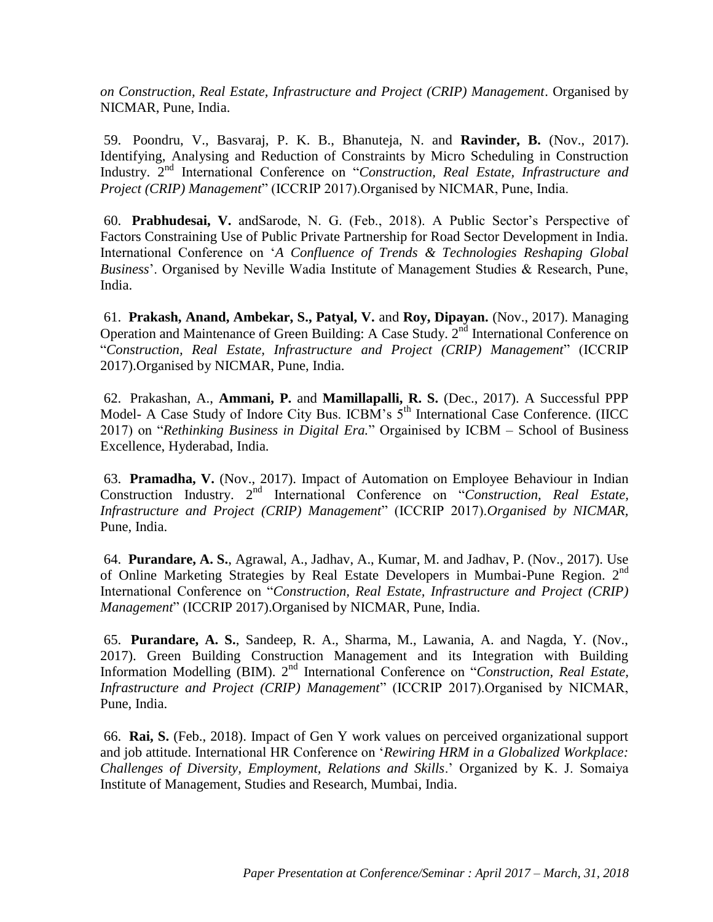*on Construction, Real Estate, Infrastructure and Project (CRIP) Management*. Organised by NICMAR, Pune, India.

59. Poondru, V., Basvaraj, P. K. B., Bhanuteja, N. and **Ravinder, B.** (Nov., 2017). Identifying, Analysing and Reduction of Constraints by Micro Scheduling in Construction Industry. 2nd International Conference on "*Construction, Real Estate, Infrastructure and Project (CRIP) Management*" (ICCRIP 2017).Organised by NICMAR, Pune, India.

60. **Prabhudesai, V.** andSarode, N. G. (Feb., 2018). A Public Sector's Perspective of Factors Constraining Use of Public Private Partnership for Road Sector Development in India. International Conference on '*A Confluence of Trends & Technologies Reshaping Global Business*'. Organised by Neville Wadia Institute of Management Studies & Research, Pune, India.

61. **Prakash, Anand, Ambekar, S., Patyal, V.** and **Roy, Dipayan.** (Nov., 2017). Managing Operation and Maintenance of Green Building: A Case Study. 2nd International Conference on "*Construction, Real Estate, Infrastructure and Project (CRIP) Management*" (ICCRIP 2017).Organised by NICMAR, Pune, India.

62. Prakashan, A., **Ammani, P.** and **Mamillapalli, R. S.** (Dec., 2017). A Successful PPP Model- A Case Study of Indore City Bus. ICBM's 5th International Case Conference. (IICC 2017) on "*Rethinking Business in Digital Era.*" Orgainised by ICBM – School of Business Excellence, Hyderabad, India.

63. **Pramadha, V.** (Nov., 2017). Impact of Automation on Employee Behaviour in Indian Construction Industry. 2nd International Conference on "*Construction, Real Estate, Infrastructure and Project (CRIP) Management*" (ICCRIP 2017).*Organised by NICMAR,* Pune, India.

64. **Purandare, A. S.**, Agrawal, A., Jadhav, A., Kumar, M. and Jadhav, P. (Nov., 2017). Use of Online Marketing Strategies by Real Estate Developers in Mumbai-Pune Region. 2nd International Conference on "*Construction, Real Estate, Infrastructure and Project (CRIP) Management*" (ICCRIP 2017).Organised by NICMAR, Pune, India.

65. **Purandare, A. S.**, Sandeep, R. A., Sharma, M., Lawania, A. and Nagda, Y. (Nov., 2017). Green Building Construction Management and its Integration with Building Information Modelling (BIM). 2nd International Conference on "*Construction, Real Estate, Infrastructure and Project (CRIP) Management*" (ICCRIP 2017).Organised by NICMAR, Pune, India.

66. **Rai, S.** (Feb., 2018). Impact of Gen Y work values on perceived organizational support and job attitude. International HR Conference on '*Rewiring HRM in a Globalized Workplace: Challenges of Diversity, Employment, Relations and Skills*.' Organized by K. J. Somaiya Institute of Management, Studies and Research, Mumbai, India.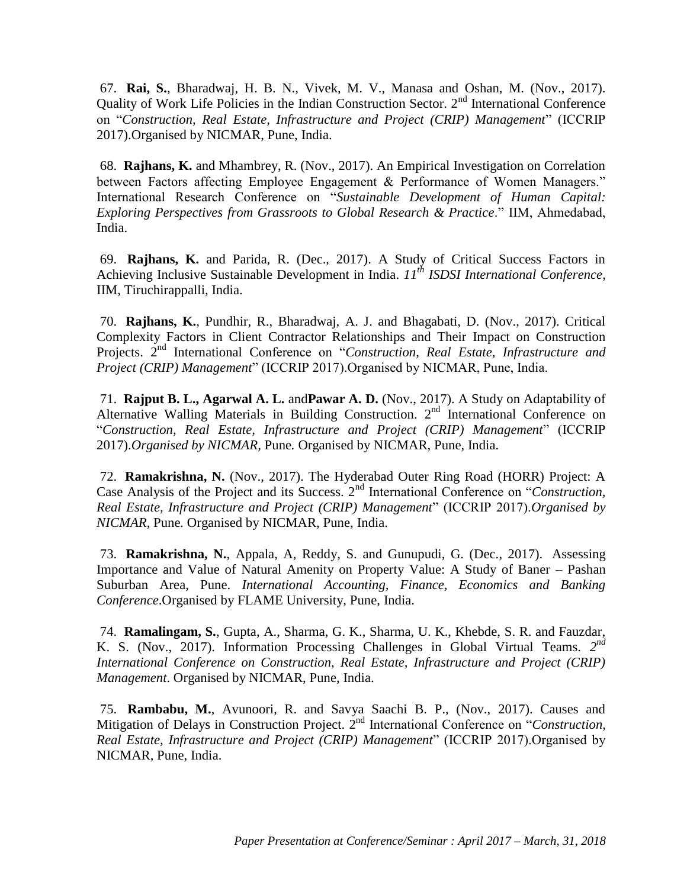67. **Rai, S.**, Bharadwaj, H. B. N., Vivek, M. V., Manasa and Oshan, M. (Nov., 2017). Quality of Work Life Policies in the Indian Construction Sector. 2nd International Conference on "*Construction, Real Estate, Infrastructure and Project (CRIP) Management*" (ICCRIP 2017).Organised by NICMAR, Pune, India.

68. **Rajhans, K.** and Mhambrey, R. (Nov., 2017). An Empirical Investigation on Correlation between Factors affecting Employee Engagement & Performance of Women Managers." International Research Conference on "*Sustainable Development of Human Capital: Exploring Perspectives from Grassroots to Global Research & Practice*." IIM, Ahmedabad, India.

69. **Rajhans, K.** and Parida, R. (Dec., 2017). A Study of Critical Success Factors in Achieving Inclusive Sustainable Development in India. *11th ISDSI International Conference*, IIM, Tiruchirappalli, India.

70. **Rajhans, K.**, Pundhir, R., Bharadwaj, A. J. and Bhagabati, D. (Nov., 2017). Critical Complexity Factors in Client Contractor Relationships and Their Impact on Construction Projects. 2nd International Conference on "*Construction, Real Estate, Infrastructure and Project (CRIP) Management*" (ICCRIP 2017).Organised by NICMAR, Pune, India.

71. **Rajput B. L., Agarwal A. L.** and**Pawar A. D.** (Nov., 2017). A Study on Adaptability of Alternative Walling Materials in Building Construction. 2nd International Conference on "*Construction, Real Estate, Infrastructure and Project (CRIP) Management*" (ICCRIP 2017).*Organised by NICMAR,* Pune*.* Organised by NICMAR, Pune, India.

72. **Ramakrishna, N.** (Nov., 2017). The Hyderabad Outer Ring Road (HORR) Project: A Case Analysis of the Project and its Success. 2nd International Conference on "*Construction, Real Estate, Infrastructure and Project (CRIP) Management*" (ICCRIP 2017).*Organised by NICMAR,* Pune*.* Organised by NICMAR, Pune, India.

73. **Ramakrishna, N.**, Appala, A, Reddy, S. and Gunupudi, G. (Dec., 2017). Assessing Importance and Value of Natural Amenity on Property Value: A Study of Baner – Pashan Suburban Area, Pune. *International Accounting, Finance, Economics and Banking Conference*.Organised by FLAME University, Pune, India.

74. **Ramalingam, S.**, Gupta, A., Sharma, G. K., Sharma, U. K., Khebde, S. R. and Fauzdar, K. S. (Nov., 2017). Information Processing Challenges in Global Virtual Teams. *2nd International Conference on Construction, Real Estate, Infrastructure and Project (CRIP) Management*. Organised by NICMAR, Pune, India.

75. **Rambabu, M.**, Avunoori, R. and Savya Saachi B. P., (Nov., 2017). Causes and Mitigation of Delays in Construction Project. 2nd International Conference on "*Construction, Real Estate, Infrastructure and Project (CRIP) Management*" (ICCRIP 2017).Organised by NICMAR, Pune, India.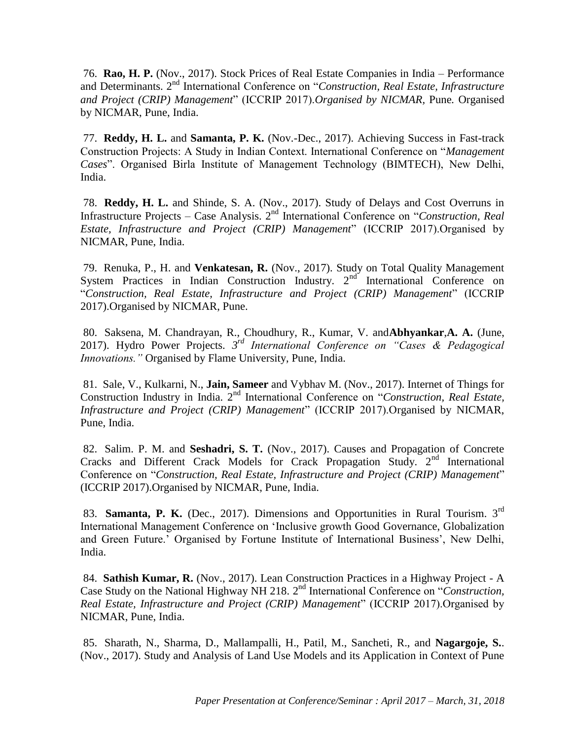76. **Rao, H. P.** (Nov., 2017). Stock Prices of Real Estate Companies in India – Performance and Determinants. 2nd International Conference on "*Construction, Real Estate, Infrastructure and Project (CRIP) Management*" (ICCRIP 2017).*Organised by NICMAR*, Pune. Organised by NICMAR, Pune, India.

77. **Reddy, H. L.** and **Samanta, P. K.** (Nov.-Dec., 2017). Achieving Success in Fast-track Construction Projects: A Study in Indian Context. International Conference on "*Management Cases*". Organised Birla Institute of Management Technology (BIMTECH), New Delhi, India.

78. **Reddy, H. L.** and Shinde, S. A. (Nov., 2017). Study of Delays and Cost Overruns in Infrastructure Projects – Case Analysis. 2nd International Conference on "*Construction, Real Estate, Infrastructure and Project (CRIP) Management*" (ICCRIP 2017).Organised by NICMAR, Pune, India.

79. Renuka, P., H. and **Venkatesan, R.** (Nov., 2017). Study on Total Quality Management System Practices in Indian Construction Industry. 2nd International Conference on "*Construction, Real Estate, Infrastructure and Project (CRIP) Management*" (ICCRIP 2017).Organised by NICMAR, Pune.

80. Saksena, M. Chandrayan, R., Choudhury, R., Kumar, V. and**Abhyankar**,**A. A.** (June, 2017). Hydro Power Projects. *3rd International Conference on "Cases & Pedagogical Innovations."* Organised by Flame University, Pune, India.

81. Sale, V., Kulkarni, N., **Jain, Sameer** and Vybhav M. (Nov., 2017). Internet of Things for Construction Industry in India. 2nd International Conference on "*Construction, Real Estate, Infrastructure and Project (CRIP) Management*" (ICCRIP 2017).Organised by NICMAR, Pune, India.

82. Salim. P. M. and **Seshadri, S. T.** (Nov., 2017). Causes and Propagation of Concrete Cracks and Different Crack Models for Crack Propagation Study. 2nd International Conference on "*Construction, Real Estate, Infrastructure and Project (CRIP) Management*" (ICCRIP 2017).Organised by NICMAR, Pune, India.

83. **Samanta, P. K.** (Dec., 2017). Dimensions and Opportunities in Rural Tourism. 3rd International Management Conference on 'Inclusive growth Good Governance, Globalization and Green Future.' Organised by Fortune Institute of International Business', New Delhi, India.

84. **Sathish Kumar, R.** (Nov., 2017). Lean Construction Practices in a Highway Project - A Case Study on the National Highway NH 218. 2nd International Conference on "*Construction, Real Estate, Infrastructure and Project (CRIP) Management*" (ICCRIP 2017).Organised by NICMAR, Pune, India.

85. Sharath, N., Sharma, D., Mallampalli, H., Patil, M., Sancheti, R., and **Nagargoje, S.**. (Nov., 2017). Study and Analysis of Land Use Models and its Application in Context of Pune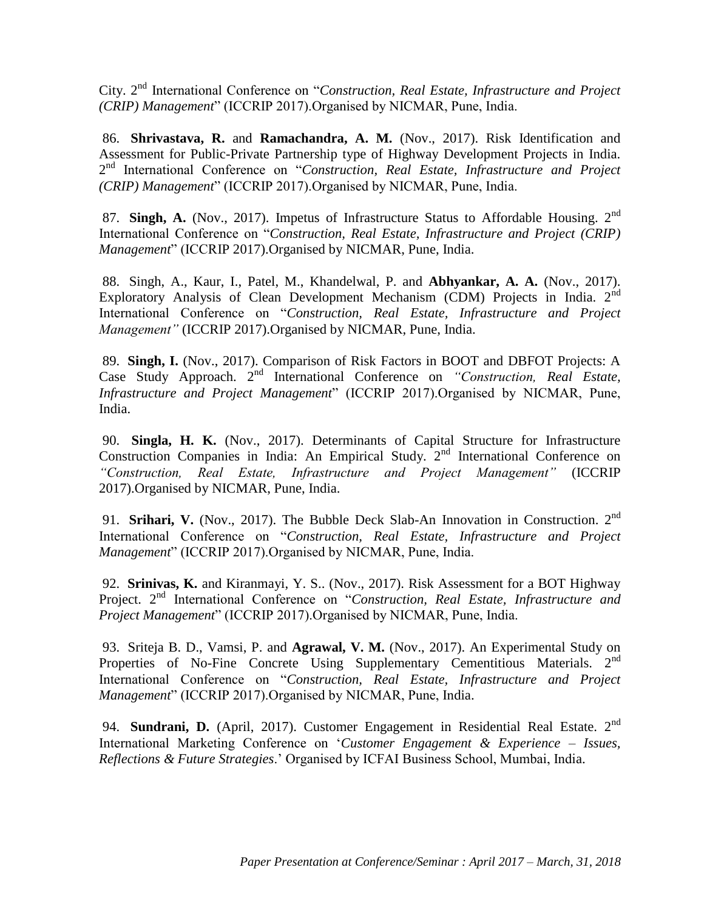City. 2nd International Conference on "*Construction, Real Estate, Infrastructure and Project (CRIP) Management*" (ICCRIP 2017).Organised by NICMAR, Pune, India.

86. **Shrivastava, R.** and **Ramachandra, A. M.** (Nov., 2017). Risk Identification and Assessment for Public-Private Partnership type of Highway Development Projects in India. 2nd International Conference on "*Construction, Real Estate, Infrastructure and Project (CRIP) Management*" (ICCRIP 2017).Organised by NICMAR, Pune, India.

87. **Singh, A.** (Nov., 2017). Impetus of Infrastructure Status to Affordable Housing. 2nd International Conference on "*Construction, Real Estate, Infrastructure and Project (CRIP) Management*" (ICCRIP 2017).Organised by NICMAR, Pune, India.

88. Singh, A., Kaur, I., Patel, M., Khandelwal, P. and **Abhyankar, A. A.** (Nov., 2017). Exploratory Analysis of Clean Development Mechanism (CDM) Projects in India. 2nd International Conference on "*Construction, Real Estate, Infrastructure and Project Management"* (ICCRIP 2017).Organised by NICMAR, Pune, India.

89. **Singh, I.** (Nov., 2017). Comparison of Risk Factors in BOOT and DBFOT Projects: A Case Study Approach. 2nd International Conference on *"Construction, Real Estate, Infrastructure and Project Management*" (ICCRIP 2017).Organised by NICMAR, Pune, India.

90. **Singla, H. K.** (Nov., 2017). Determinants of Capital Structure for Infrastructure Construction Companies in India: An Empirical Study. 2nd International Conference on *"Construction, Real Estate, Infrastructure and Project Management"* (ICCRIP 2017).Organised by NICMAR, Pune, India.

91. **Srihari, V.** (Nov., 2017). The Bubble Deck Slab-An Innovation in Construction. 2nd International Conference on "*Construction, Real Estate, Infrastructure and Project Management*" (ICCRIP 2017).Organised by NICMAR, Pune, India.

92. **Srinivas, K.** and Kiranmayi, Y. S.. (Nov., 2017). Risk Assessment for a BOT Highway Project. 2nd International Conference on "*Construction, Real Estate, Infrastructure and Project Management*" (ICCRIP 2017).Organised by NICMAR, Pune, India.

93. Sriteja B. D., Vamsi, P. and **Agrawal, V. M.** (Nov., 2017). An Experimental Study on Properties of No-Fine Concrete Using Supplementary Cementitious Materials. 2nd International Conference on "*Construction, Real Estate, Infrastructure and Project Management*" (ICCRIP 2017).Organised by NICMAR, Pune, India.

94. **Sundrani, D.** (April, 2017). Customer Engagement in Residential Real Estate. 2nd International Marketing Conference on '*Customer Engagement & Experience – Issues, Reflections & Future Strategies*.' Organised by ICFAI Business School, Mumbai, India.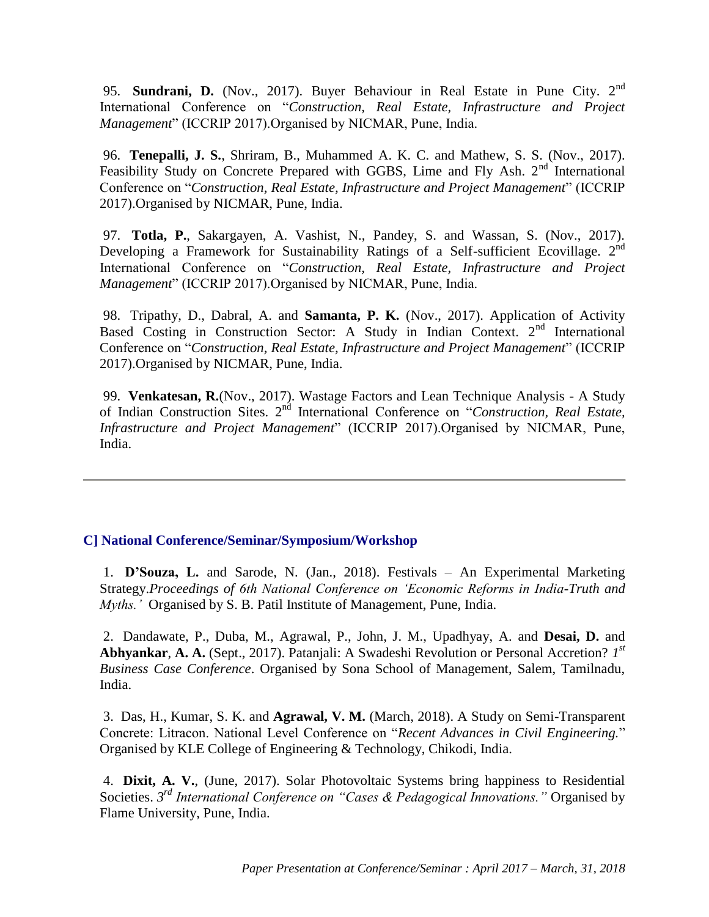95. **Sundrani, D.** (Nov., 2017). Buyer Behaviour in Real Estate in Pune City. 2nd International Conference on "*Construction, Real Estate, Infrastructure and Project Management*" (ICCRIP 2017).Organised by NICMAR, Pune, India.

96. **Tenepalli, J. S.**, Shriram, B., Muhammed A. K. C. and Mathew, S. S. (Nov., 2017). Feasibility Study on Concrete Prepared with GGBS, Lime and Fly Ash. 2nd International Conference on "*Construction, Real Estate, Infrastructure and Project Management*" (ICCRIP 2017).Organised by NICMAR, Pune, India.

97. **Totla, P.**, Sakargayen, A. Vashist, N., Pandey, S. and Wassan, S. (Nov., 2017). Developing a Framework for Sustainability Ratings of a Self-sufficient Ecovillage. 2nd International Conference on "*Construction, Real Estate, Infrastructure and Project Management*" (ICCRIP 2017).Organised by NICMAR, Pune, India.

98. Tripathy, D., Dabral, A. and **Samanta, P. K.** (Nov., 2017). Application of Activity Based Costing in Construction Sector: A Study in Indian Context. 2nd International Conference on "*Construction, Real Estate, Infrastructure and Project Management*" (ICCRIP 2017).Organised by NICMAR, Pune, India.

99. **Venkatesan, R.**(Nov., 2017). Wastage Factors and Lean Technique Analysis - A Study of Indian Construction Sites. 2nd International Conference on "*Construction, Real Estate, Infrastructure and Project Management*" (ICCRIP 2017).Organised by NICMAR, Pune, India.

---

## C] National Conference/Seminar/Symposium/Workshop

1. **D'Souza, L.** and Sarode, N. (Jan., 2018). Festivals – An Experimental Marketing Strategy.*Proceedings of 6th National Conference on 'Economic Reforms in India-Truth and Myths.'* Organised by S. B. Patil Institute of Management, Pune, India.

2. Dandawate, P., Duba, M., Agrawal, P., John, J. M., Upadhyay, A. and **Desai, D.** and **Abhyankar**, **A. A.** (Sept., 2017). Patanjali: A Swadeshi Revolution or Personal Accretion? *1st Business Case Conference*. Organised by Sona School of Management, Salem, Tamilnadu, India.

3. Das, H., Kumar, S. K. and **Agrawal, V. M.** (March, 2018). A Study on Semi-Transparent Concrete: Litracon. National Level Conference on "*Recent Advances in Civil Engineering.*" Organised by KLE College of Engineering & Technology, Chikodi, India.

4. **Dixit, A. V.**, (June, 2017). Solar Photovoltaic Systems bring happiness to Residential Societies. *3rd International Conference on "Cases & Pedagogical Innovations."* Organised by Flame University, Pune, India.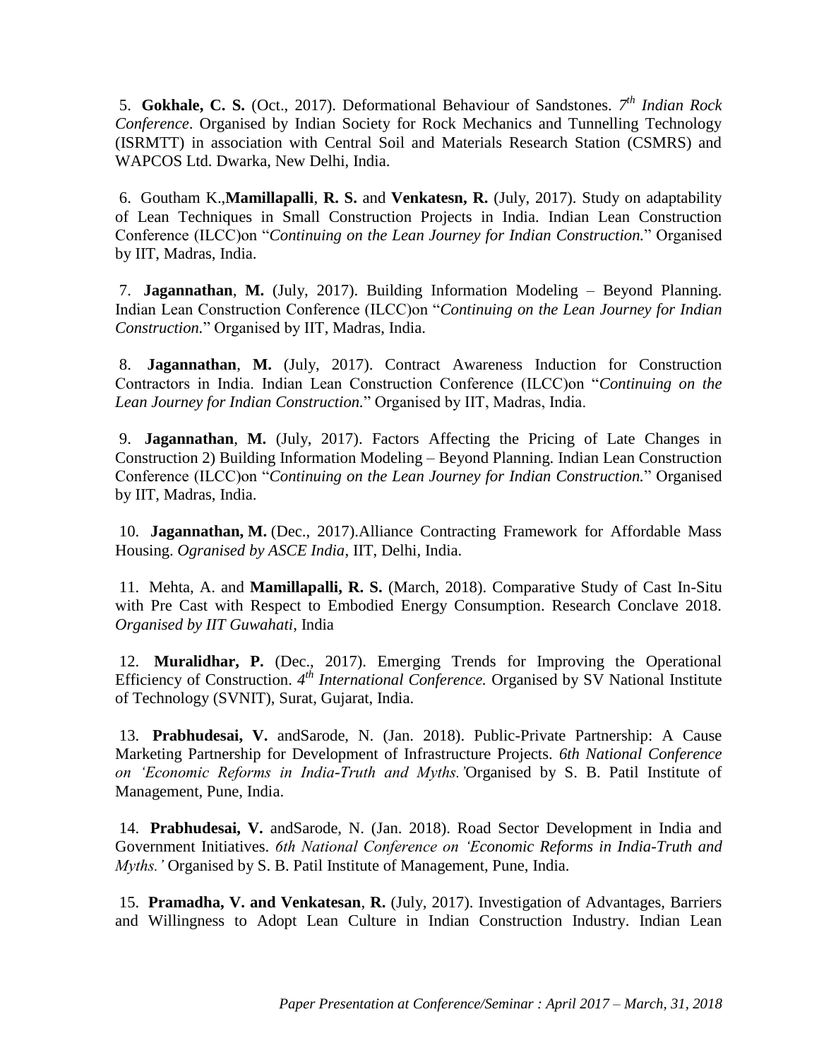5. **Gokhale, C. S.** (Oct., 2017). Deformational Behaviour of Sandstones. *7th Indian Rock Conference*. Organised by Indian Society for Rock Mechanics and Tunnelling Technology (ISRMTT) in association with Central Soil and Materials Research Station (CSMRS) and WAPCOS Ltd. Dwarka, New Delhi, India.

6. Goutham K.,**Mamillapalli**, **R. S.** and **Venkatesn, R.** (July, 2017). Study on adaptability of Lean Techniques in Small Construction Projects in India. Indian Lean Construction Conference (ILCC)on "*Continuing on the Lean Journey for Indian Construction.*" Organised by IIT, Madras, India.

7. **Jagannathan**, **M.** (July, 2017). Building Information Modeling – Beyond Planning. Indian Lean Construction Conference (ILCC)on "*Continuing on the Lean Journey for Indian Construction.*" Organised by IIT, Madras, India.

8. **Jagannathan**, **M.** (July, 2017). Contract Awareness Induction for Construction Contractors in India. Indian Lean Construction Conference (ILCC)on "*Continuing on the Lean Journey for Indian Construction.*" Organised by IIT, Madras, India.

9. **Jagannathan**, **M.** (July, 2017). Factors Affecting the Pricing of Late Changes in Construction 2) Building Information Modeling – Beyond Planning. Indian Lean Construction Conference (ILCC)on "*Continuing on the Lean Journey for Indian Construction.*" Organised by IIT, Madras, India.

10. **Jagannathan, M.** (Dec., 2017).Alliance Contracting Framework for Affordable Mass Housing. *Ogranised by ASCE India*, IIT, Delhi, India.

11. Mehta, A. and **Mamillapalli, R. S.** (March, 2018). Comparative Study of Cast In-Situ with Pre Cast with Respect to Embodied Energy Consumption. Research Conclave 2018. *Organised by IIT Guwahati*, India

12. **Muralidhar, P.** (Dec., 2017). Emerging Trends for Improving the Operational Efficiency of Construction. *4th International Conference.* Organised by SV National Institute of Technology (SVNIT), Surat, Gujarat, India.

13. **Prabhudesai, V.** andSarode, N. (Jan. 2018). Public-Private Partnership: A Cause Marketing Partnership for Development of Infrastructure Projects. *6th National Conference on 'Economic Reforms in India-Truth and Myths.'* Organised by S. B. Patil Institute of Management, Pune, India.

14. **Prabhudesai, V.** andSarode, N. (Jan. 2018). Road Sector Development in India and Government Initiatives. *6th National Conference on 'Economic Reforms in India-Truth and Myths.'* Organised by S. B. Patil Institute of Management, Pune, India.

15. **Pramadha, V. and Venkatesan**, **R.** (July, 2017). Investigation of Advantages, Barriers and Willingness to Adopt Lean Culture in Indian Construction Industry. Indian Lean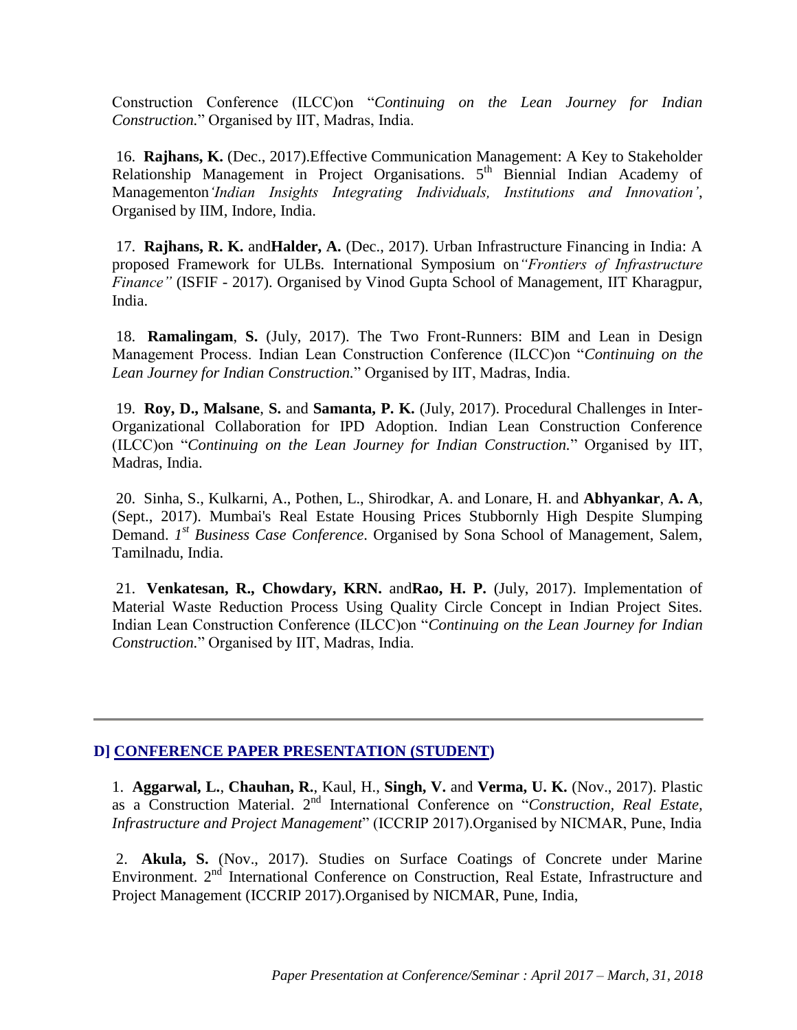Construction Conference (ILCC)on "*Continuing on the Lean Journey for Indian Construction.*" Organised by IIT, Madras, India.

16. **Rajhans, K.** (Dec., 2017).Effective Communication Management: A Key to Stakeholder Relationship Management in Project Organisations. 5th Biennial Indian Academy of Managementon*'Indian Insights Integrating Individuals, Institutions and Innovation'*, Organised by IIM, Indore, India.

17. **Rajhans, R. K.** and**Halder, A.** (Dec., 2017). Urban Infrastructure Financing in India: A proposed Framework for ULBs. International Symposium on*"Frontiers of Infrastructure Finance"* (ISFIF - 2017). Organised by Vinod Gupta School of Management, IIT Kharagpur, India.

18. **Ramalingam**, **S.** (July, 2017). The Two Front-Runners: BIM and Lean in Design Management Process. Indian Lean Construction Conference (ILCC)on "*Continuing on the Lean Journey for Indian Construction.*" Organised by IIT, Madras, India.

19. **Roy, D., Malsane**, **S.** and **Samanta, P. K.** (July, 2017). Procedural Challenges in Inter-Organizational Collaboration for IPD Adoption. Indian Lean Construction Conference (ILCC)on "*Continuing on the Lean Journey for Indian Construction.*" Organised by IIT, Madras, India.

20. Sinha, S., Kulkarni, A., Pothen, L., Shirodkar, A. and Lonare, H. and **Abhyankar**, **A. A**, (Sept., 2017). Mumbai's Real Estate Housing Prices Stubbornly High Despite Slumping Demand. *1st Business Case Conference*. Organised by Sona School of Management, Salem, Tamilnadu, India.

21. **Venkatesan, R., Chowdary, KRN.** and**Rao, H. P.** (July, 2017). Implementation of Material Waste Reduction Process Using Quality Circle Concept in Indian Project Sites. Indian Lean Construction Conference (ILCC)on "*Continuing on the Lean Journey for Indian Construction.*" Organised by IIT, Madras, India.

---

## D] CONFERENCE PAPER PRESENTATION (STUDENT)

1. **Aggarwal, L.**, **Chauhan, R.**, Kaul, H., **Singh, V.** and **Verma, U. K.** (Nov., 2017). Plastic as a Construction Material. 2nd International Conference on "*Construction, Real Estate, Infrastructure and Project Management*" (ICCRIP 2017).Organised by NICMAR, Pune, India

2. **Akula, S.** (Nov., 2017). Studies on Surface Coatings of Concrete under Marine Environment. 2nd International Conference on Construction, Real Estate, Infrastructure and Project Management (ICCRIP 2017).Organised by NICMAR, Pune, India,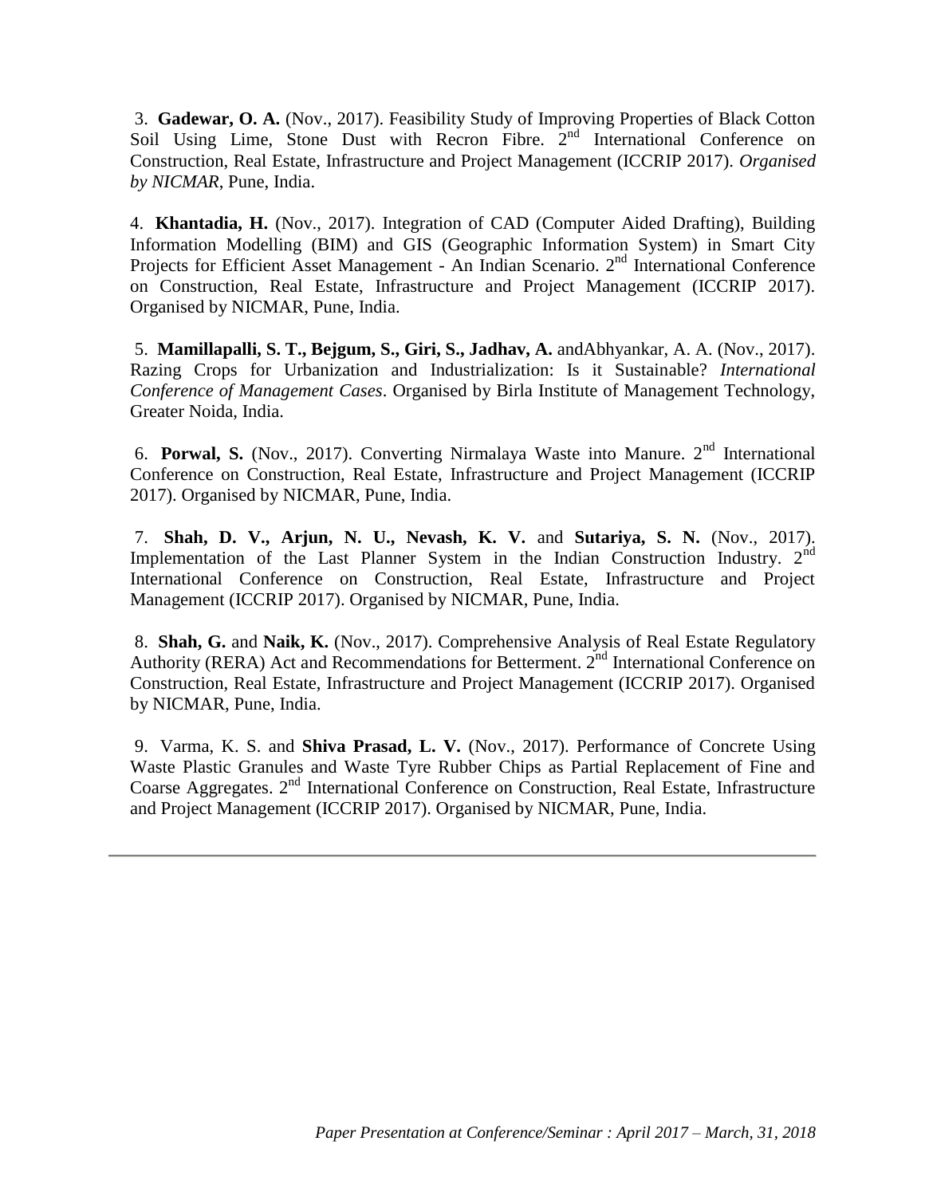3. **Gadewar, O. A.** (Nov., 2017). Feasibility Study of Improving Properties of Black Cotton Soil Using Lime, Stone Dust with Recron Fibre. 2nd International Conference on Construction, Real Estate, Infrastructure and Project Management (ICCRIP 2017). *Organised by NICMAR*, Pune, India.

4. **Khantadia, H.** (Nov., 2017). Integration of CAD (Computer Aided Drafting), Building Information Modelling (BIM) and GIS (Geographic Information System) in Smart City Projects for Efficient Asset Management - An Indian Scenario. 2nd International Conference on Construction, Real Estate, Infrastructure and Project Management (ICCRIP 2017). Organised by NICMAR, Pune, India.

5. **Mamillapalli, S. T., Bejgum, S., Giri, S., Jadhav, A.** andAbhyankar, A. A. (Nov., 2017). Razing Crops for Urbanization and Industrialization: Is it Sustainable? *International Conference of Management Cases*. Organised by Birla Institute of Management Technology, Greater Noida, India.

6. **Porwal, S.** (Nov., 2017). Converting Nirmalaya Waste into Manure. 2nd International Conference on Construction, Real Estate, Infrastructure and Project Management (ICCRIP 2017). Organised by NICMAR, Pune, India.

7. **Shah, D. V., Arjun, N. U., Nevash, K. V.** and **Sutariya, S. N.** (Nov., 2017). Implementation of the Last Planner System in the Indian Construction Industry. 2nd International Conference on Construction, Real Estate, Infrastructure and Project Management (ICCRIP 2017). Organised by NICMAR, Pune, India.

8. **Shah, G.** and **Naik, K.** (Nov., 2017). Comprehensive Analysis of Real Estate Regulatory Authority (RERA) Act and Recommendations for Betterment. 2nd International Conference on Construction, Real Estate, Infrastructure and Project Management (ICCRIP 2017). Organised by NICMAR, Pune, India.

9. Varma, K. S. and **Shiva Prasad, L. V.** (Nov., 2017). Performance of Concrete Using Waste Plastic Granules and Waste Tyre Rubber Chips as Partial Replacement of Fine and Coarse Aggregates. 2nd International Conference on Construction, Real Estate, Infrastructure and Project Management (ICCRIP 2017). Organised by NICMAR, Pune, India.

---